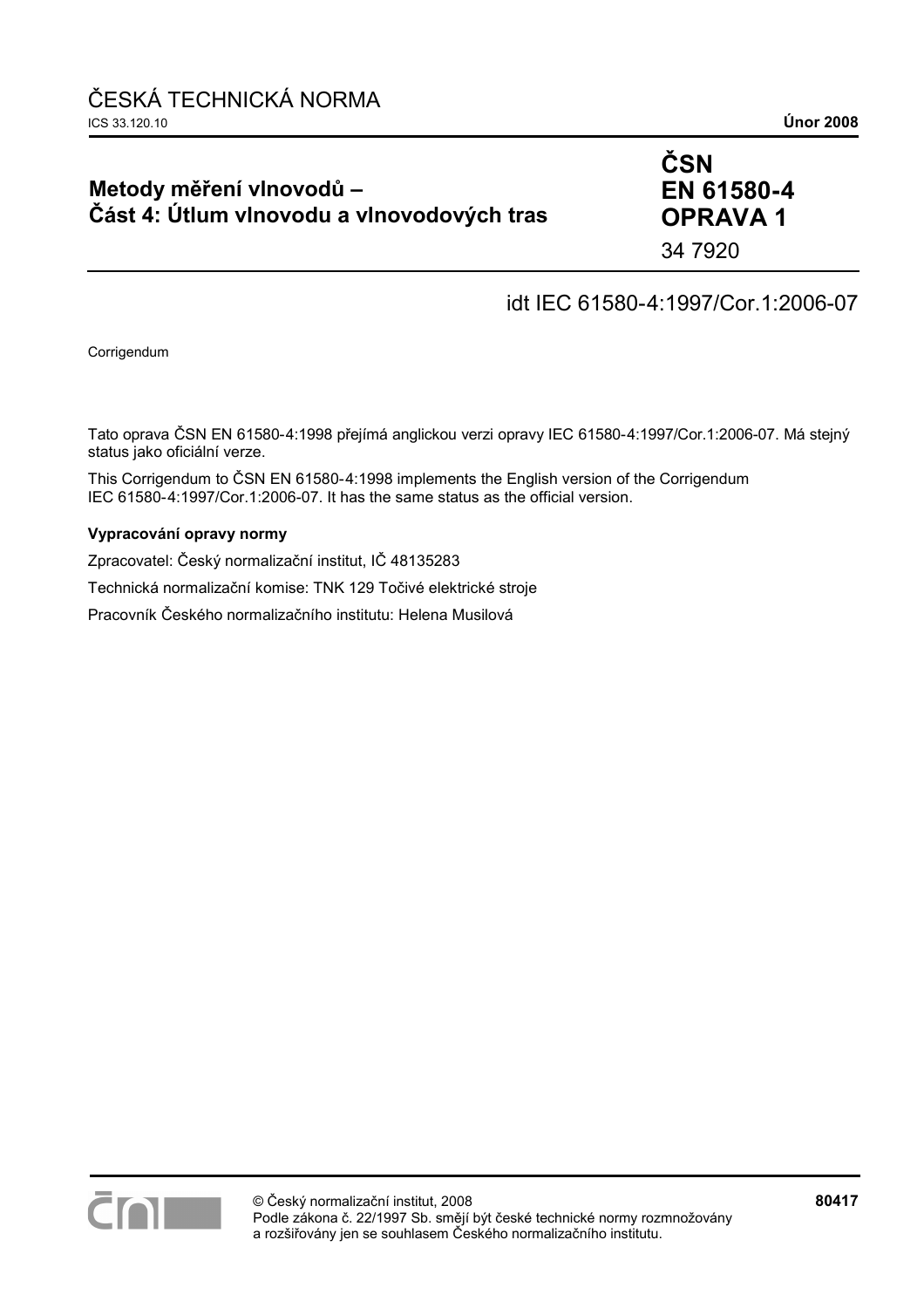ČESKÁ TECHNICKÁ NORMA

ICS 33.120.10 **Únor 2008**

## Metody měření vlnovodů – Část 4: Útlum vlnovodu a vlnovodových tras

**ČSN EN 61580-4 OPRAVA 1**

34 7920

idt IEC 61580-4:1997/Cor.1:2006-07

Corrigendum

Tato oprava ČSN EN 61580-4:1998 přejímá anglickou verzi opravy IEC 61580-4:1997/Cor.1:2006-07. Má stejný status jako oficiální verze.

This Corrigendum to ČSN EN 61580-4:1998 implements the English version of the Corrigendum IEC 61580-4:1997/Cor.1:2006-07. It has the same status as the official version.

**Vypracování opravy normy**

Zpracovatel: Český normalizační institut, IČ 48135283

Technická normalizační komise: TNK 129 Točivé elektrické stroje

Pracovník Českého normalizačního institutu: Helena Musilová

© Český normalizační institut, 2008
Podle zákona č. 22/1997 Sb. smějí být české technické normy rozmnožovány a rozšiřovány jen se souhlasem Českého normalizačního institutu.

**80417**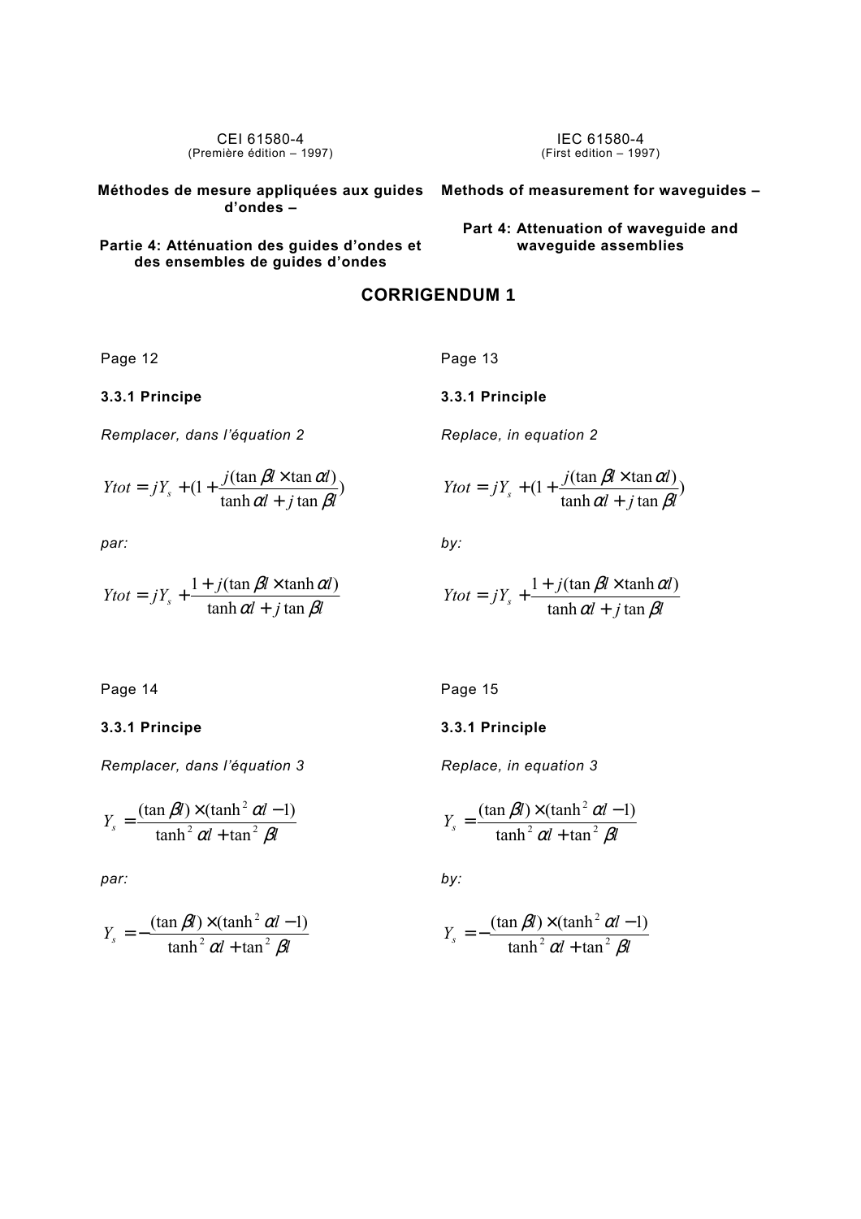CEI 61580-4
(Première édition – 1997)

**Méthodes de mesure appliquées aux guides d'ondes –**

**Partie 4: Atténuation des guides d'ondes et des ensembles de guides d'ondes**

IEC 61580-4
(First edition – 1997)

**Methods of measurement for waveguides –**

**Part 4: Attenuation of waveguide and waveguide assemblies**

## CORRIGENDUM 1

Page 12

**3.3.1 Principe**

*Remplacer, dans l'équation 2*

$$Ytot = jY_s + (1 + \frac{j(\tan \beta l \times \tan \alpha l)}{\tanh \alpha l + j \tan \beta l})$$

*par:*

$$Ytot = jY_s + \frac{1 + j(\tan \beta l \times \tanh \alpha l)}{\tanh \alpha l + j \tan \beta l}$$

Page 13

**3.3.1 Principle**

*Replace, in equation 2*

$$Ytot = jY_s + (1 + \frac{j(\tan \beta l \times \tan \alpha l)}{\tanh \alpha l + j \tan \beta l})$$

*by:*

$$Ytot = jY_s + \frac{1 + j(\tan \beta l \times \tanh \alpha l)}{\tanh \alpha l + j \tan \beta l}$$

Page 14

**3.3.1 Principe**

*Remplacer, dans l'équation 3*

$$Y_s = \frac{(\tan \beta l) \times (\tanh^2 \alpha l - 1)}{\tanh^2 \alpha l + \tan^2 \beta l}$$

*par:*

$$Y_s = -\frac{(\tan \beta l) \times (\tanh^2 \alpha l - 1)}{\tanh^2 \alpha l + \tan^2 \beta l}$$

Page 15

**3.3.1 Principle**

*Replace, in equation 3*

$$Y_s = \frac{(\tan \beta l) \times (\tanh^2 \alpha l - 1)}{\tanh^2 \alpha l + \tan^2 \beta l}$$

*by:*

$$Y_s = -\frac{(\tan \beta l) \times (\tanh^2 \alpha l - 1)}{\tanh^2 \alpha l + \tan^2 \beta l}$$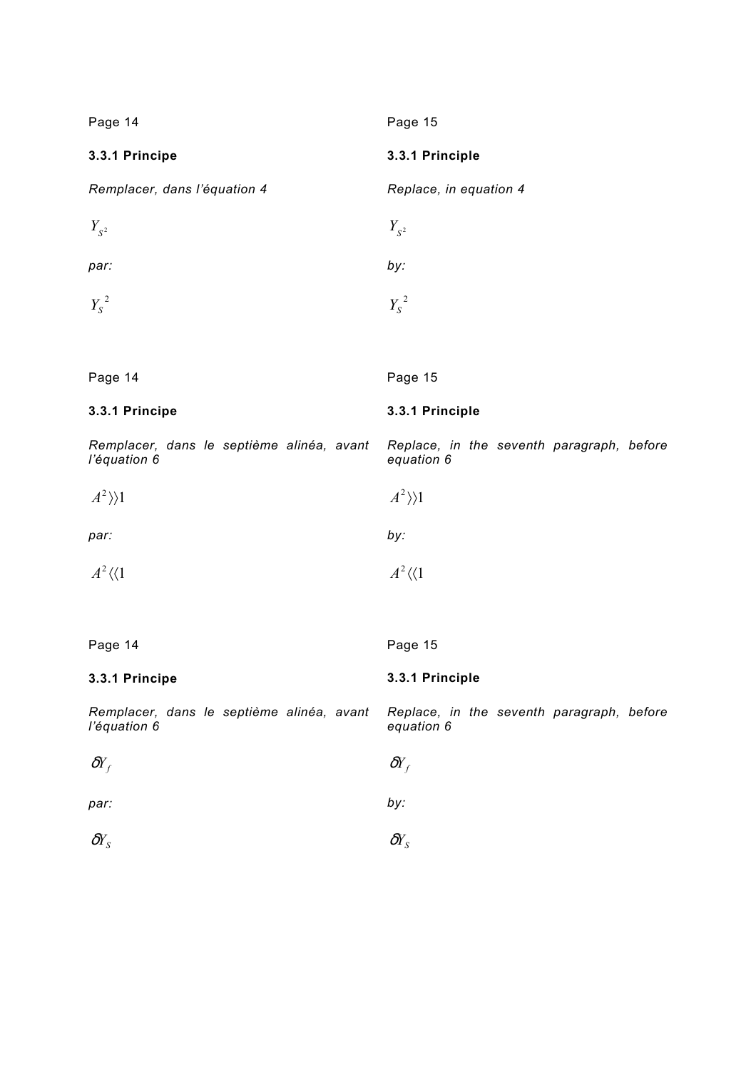Page 14

**3.3.1 Principe**

*Remplacer, dans l'équation 4*

$Y_{S^2}$

*par:*

$Y_S{}^2$

Page 15

**3.3.1 Principle**

*Replace, in equation 4*

$Y_{S^2}$

*by:*

$Y_S{}^2$

Page 14

**3.3.1 Principe**

*Remplacer, dans le septième alinéa, avant l'équation 6*

$A^2 \rangle\rangle 1$

*par:*

$A^2 \langle\langle 1$

Page 15

**3.3.1 Principle**

*Replace, in the seventh paragraph, before equation 6*

$A^2 \rangle\rangle 1$

*by:*

$A^2 \langle\langle 1$

Page 14

**3.3.1 Principe**

*Remplacer, dans le septième alinéa, avant l'équation 6*

$\delta Y_f$

*par:*

$\delta Y_S$

Page 15

**3.3.1 Principle**

*Replace, in the seventh paragraph, before equation 6*

$\delta Y_f$

*by:*

$\delta Y_S$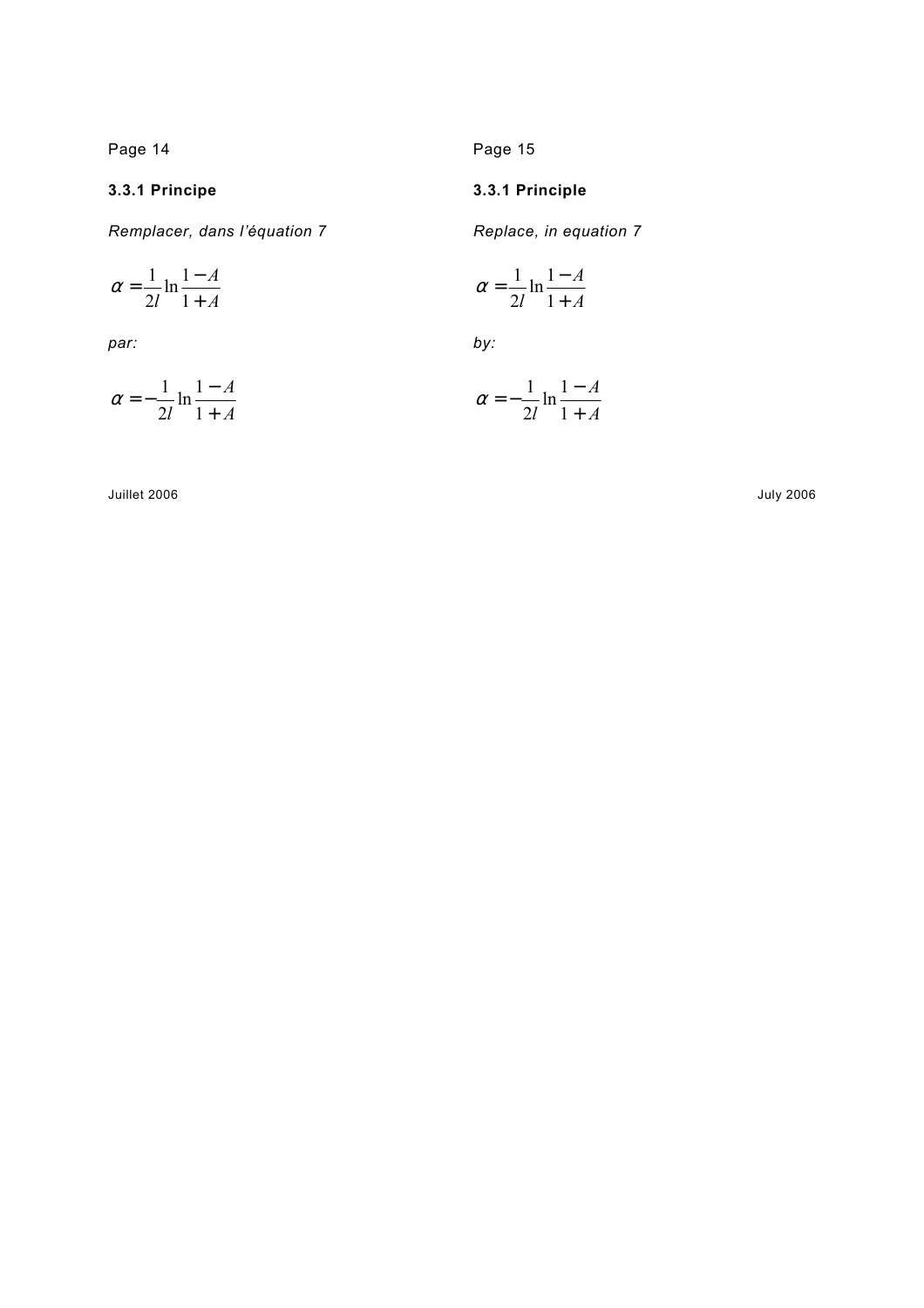Page 14

### 3.3.1 Principe

*Remplacer, dans l'équation 7*

$$\alpha = \frac{1}{2l} \ln \frac{1-A}{1+A}$$

*par:*

$$\alpha = -\frac{1}{2l} \ln \frac{1-A}{1+A}$$

Juillet 2006

Page 15

### 3.3.1 Principle

*Replace, in equation 7*

$$\alpha = \frac{1}{2l} \ln \frac{1-A}{1+A}$$

*by:*

$$\alpha = -\frac{1}{2l} \ln \frac{1-A}{1+A}$$

July 2006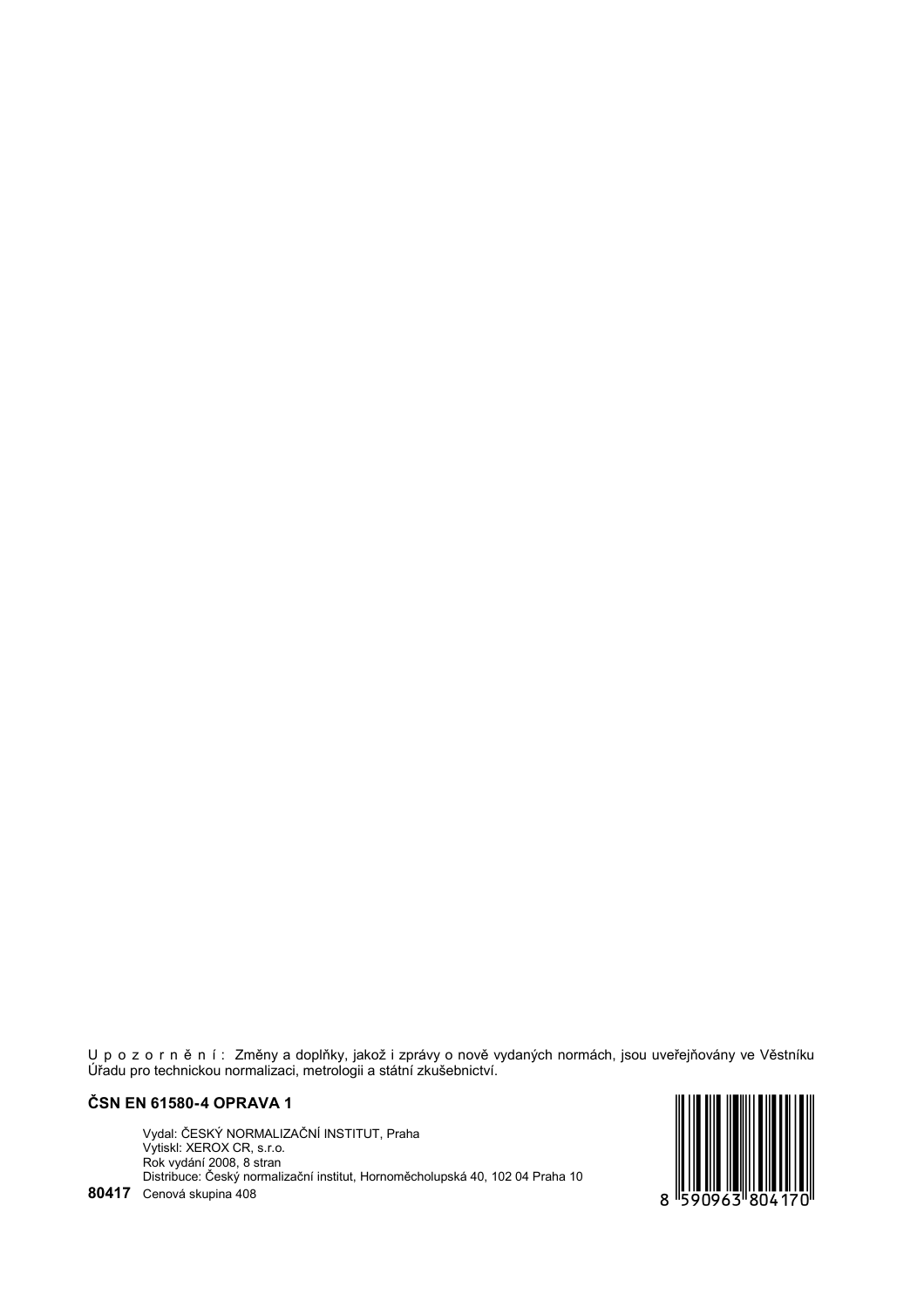U p o z o r n ě n í : Změny a doplňky, jakož i zprávy o nově vydaných normách, jsou uveřejňovány ve Věstníku Úřadu pro technickou normalizaci, metrologii a státní zkušebnictví.

**ČSN EN 61580-4 OPRAVA 1**

Vydal: ČESKÝ NORMALIZAČNÍ INSTITUT, Praha
Vytiskl: XEROX CR, s.r.o.
Rok vydání 2008, 8 stran
Distribuce: Český normalizační institut, Hornoměcholupská 40, 102 04 Praha 10

**80417** Cenová skupina 408

8 590963 804170